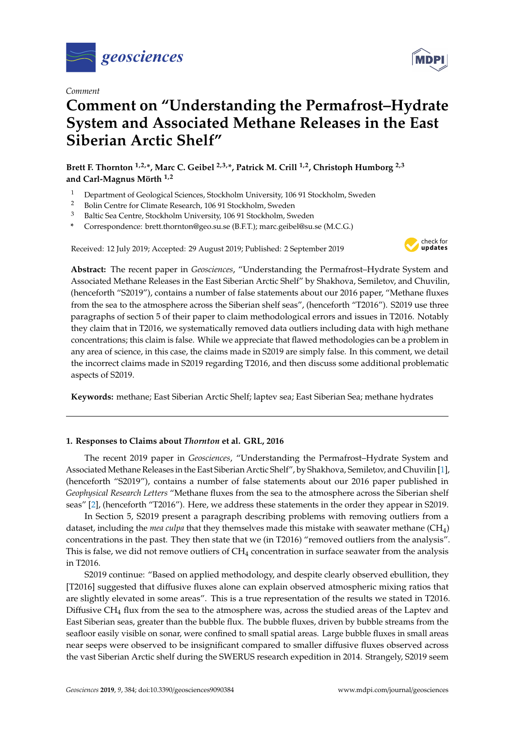*Comment*

# Comment on "Understanding the Permafrost–Hydrate System and Associated Methane Releases in the East Siberian Arctic Shelf"

**Brett F. Thornton [1,2,*], Marc C. Geibel [2,3,*], Patrick M. Crill [1,2], Christoph Humborg [2,3] and Carl-Magnus Mörth [1,2]**

1 Department of Geological Sciences, Stockholm University, 106 91 Stockholm, Sweden
2 Bolin Centre for Climate Research, 106 91 Stockholm, Sweden
3 Baltic Sea Centre, Stockholm University, 106 91 Stockholm, Sweden
* Correspondence: brett.thornton@geo.su.se (B.F.T.); marc.geibel@su.se (M.C.G.)

Received: 12 July 2019; Accepted: 29 August 2019; Published: 2 September 2019

**Abstract:** The recent paper in *Geosciences*, "Understanding the Permafrost–Hydrate System and Associated Methane Releases in the East Siberian Arctic Shelf" by Shakhova, Semiletov, and Chuvilin, (henceforth "S2019"), contains a number of false statements about our 2016 paper, "Methane fluxes from the sea to the atmosphere across the Siberian shelf seas", (henceforth "T2016"). S2019 use three paragraphs of section 5 of their paper to claim methodological errors and issues in T2016. Notably they claim that in T2016, we systematically removed data outliers including data with high methane concentrations; this claim is false. While we appreciate that flawed methodologies can be a problem in any area of science, in this case, the claims made in S2019 are simply false. In this comment, we detail the incorrect claims made in S2019 regarding T2016, and then discuss some additional problematic aspects of S2019.

**Keywords:** methane; East Siberian Arctic Shelf; laptev sea; East Siberian Sea; methane hydrates

## 1. Responses to Claims about *Thornton* et al. GRL, 2016

The recent 2019 paper in *Geosciences*, "Understanding the Permafrost–Hydrate System and Associated Methane Releases in the East Siberian Arctic Shelf", by Shakhova, Semiletov, and Chuvilin [1], (henceforth "S2019"), contains a number of false statements about our 2016 paper published in *Geophysical Research Letters* "Methane fluxes from the sea to the atmosphere across the Siberian shelf seas" [2], (henceforth "T2016"). Here, we address these statements in the order they appear in S2019.

In Section 5, S2019 present a paragraph describing problems with removing outliers from a dataset, including the *mea culpa* that they themselves made this mistake with seawater methane ($CH_4$) concentrations in the past. They then state that we (in T2016) "removed outliers from the analysis". This is false, we did not remove outliers of $CH_4$ concentration in surface seawater from the analysis in T2016.

S2019 continue: "Based on applied methodology, and despite clearly observed ebullition, they [T2016] suggested that diffusive fluxes alone can explain observed atmospheric mixing ratios that are slightly elevated in some areas". This is a true representation of the results we stated in T2016. Diffusive $CH_4$ flux from the sea to the atmosphere was, across the studied areas of the Laptev and East Siberian seas, greater than the bubble flux. The bubble fluxes, driven by bubble streams from the seafloor easily visible on sonar, were confined to small spatial areas. Large bubble fluxes in small areas near seeps were observed to be insignificant compared to smaller diffusive fluxes observed across the vast Siberian Arctic shelf during the SWERUS research expedition in 2014. Strangely, S2019 seem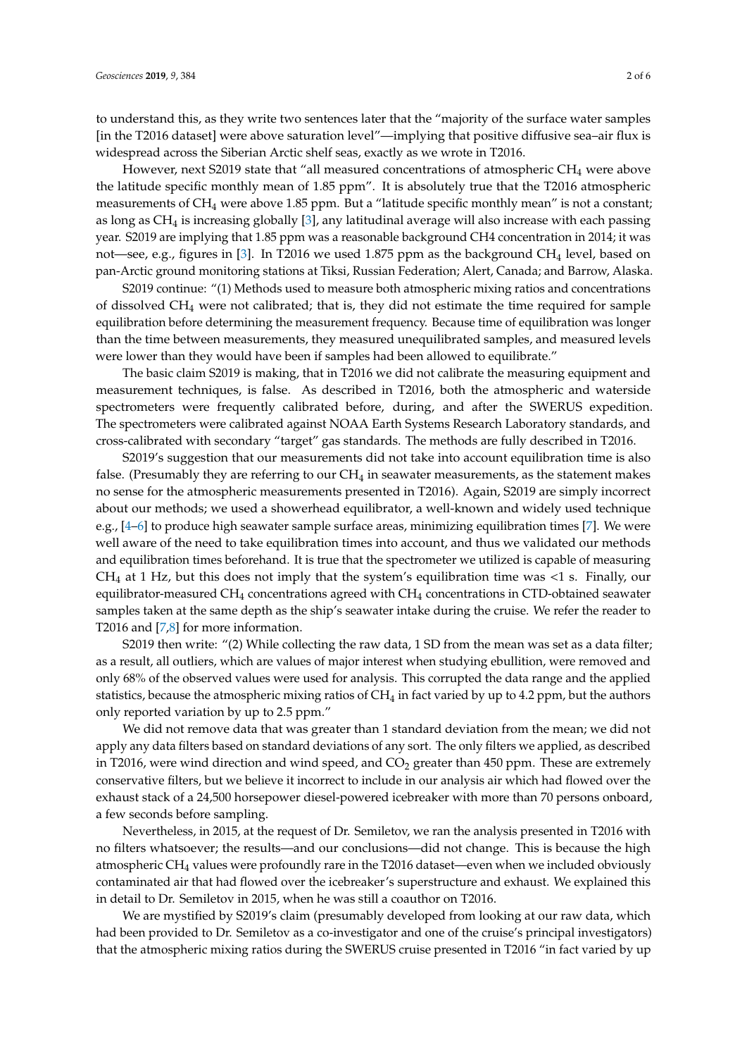to understand this, as they write two sentences later that the "majority of the surface water samples [in the T2016 dataset] were above saturation level"—implying that positive diffusive sea–air flux is widespread across the Siberian Arctic shelf seas, exactly as we wrote in T2016.

However, next S2019 state that "all measured concentrations of atmospheric $CH_4$ were above the latitude specific monthly mean of 1.85 ppm". It is absolutely true that the T2016 atmospheric measurements of $CH_4$ were above 1.85 ppm. But a "latitude specific monthly mean" is not a constant; as long as $CH_4$ is increasing globally [3], any latitudinal average will also increase with each passing year. S2019 are implying that 1.85 ppm was a reasonable background CH4 concentration in 2014; it was not—see, e.g., figures in [3]. In T2016 we used 1.875 ppm as the background $CH_4$ level, based on pan-Arctic ground monitoring stations at Tiksi, Russian Federation; Alert, Canada; and Barrow, Alaska.

S2019 continue: "(1) Methods used to measure both atmospheric mixing ratios and concentrations of dissolved $CH_4$ were not calibrated; that is, they did not estimate the time required for sample equilibration before determining the measurement frequency. Because time of equilibration was longer than the time between measurements, they measured unequilibrated samples, and measured levels were lower than they would have been if samples had been allowed to equilibrate."

The basic claim S2019 is making, that in T2016 we did not calibrate the measuring equipment and measurement techniques, is false. As described in T2016, both the atmospheric and waterside spectrometers were frequently calibrated before, during, and after the SWERUS expedition. The spectrometers were calibrated against NOAA Earth Systems Research Laboratory standards, and cross-calibrated with secondary "target" gas standards. The methods are fully described in T2016.

S2019's suggestion that our measurements did not take into account equilibration time is also false. (Presumably they are referring to our $CH_4$ in seawater measurements, as the statement makes no sense for the atmospheric measurements presented in T2016). Again, S2019 are simply incorrect about our methods; we used a showerhead equilibrator, a well-known and widely used technique e.g., [4–6] to produce high seawater sample surface areas, minimizing equilibration times [7]. We were well aware of the need to take equilibration times into account, and thus we validated our methods and equilibration times beforehand. It is true that the spectrometer we utilized is capable of measuring $CH_4$ at 1 Hz, but this does not imply that the system's equilibration time was <1 s. Finally, our equilibrator-measured $CH_4$ concentrations agreed with $CH_4$ concentrations in CTD-obtained seawater samples taken at the same depth as the ship's seawater intake during the cruise. We refer the reader to T2016 and [7,8] for more information.

S2019 then write: "(2) While collecting the raw data, 1 SD from the mean was set as a data filter; as a result, all outliers, which are values of major interest when studying ebullition, were removed and only 68% of the observed values were used for analysis. This corrupted the data range and the applied statistics, because the atmospheric mixing ratios of $CH_4$ in fact varied by up to 4.2 ppm, but the authors only reported variation by up to 2.5 ppm."

We did not remove data that was greater than 1 standard deviation from the mean; we did not apply any data filters based on standard deviations of any sort. The only filters we applied, as described in T2016, were wind direction and wind speed, and $CO_2$ greater than 450 ppm. These are extremely conservative filters, but we believe it incorrect to include in our analysis air which had flowed over the exhaust stack of a 24,500 horsepower diesel-powered icebreaker with more than 70 persons onboard, a few seconds before sampling.

Nevertheless, in 2015, at the request of Dr. Semiletov, we ran the analysis presented in T2016 with no filters whatsoever; the results—and our conclusions—did not change. This is because the high atmospheric $CH_4$ values were profoundly rare in the T2016 dataset—even when we included obviously contaminated air that had flowed over the icebreaker's superstructure and exhaust. We explained this in detail to Dr. Semiletov in 2015, when he was still a coauthor on T2016.

We are mystified by S2019's claim (presumably developed from looking at our raw data, which had been provided to Dr. Semiletov as a co-investigator and one of the cruise's principal investigators) that the atmospheric mixing ratios during the SWERUS cruise presented in T2016 "in fact varied by up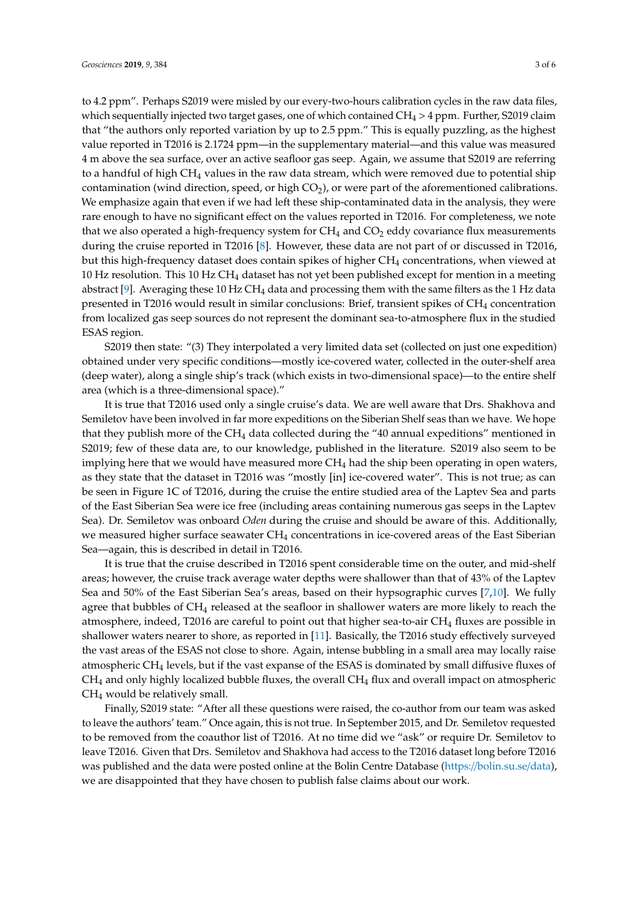to 4.2 ppm". Perhaps S2019 were misled by our every-two-hours calibration cycles in the raw data files, which sequentially injected two target gases, one of which contained $CH_4$ > 4 ppm. Further, S2019 claim that "the authors only reported variation by up to 2.5 ppm." This is equally puzzling, as the highest value reported in T2016 is 2.1724 ppm—in the supplementary material—and this value was measured 4 m above the sea surface, over an active seafloor gas seep. Again, we assume that S2019 are referring to a handful of high $CH_4$ values in the raw data stream, which were removed due to potential ship contamination (wind direction, speed, or high $CO_2$), or were part of the aforementioned calibrations. We emphasize again that even if we had left these ship-contaminated data in the analysis, they were rare enough to have no significant effect on the values reported in T2016. For completeness, we note that we also operated a high-frequency system for $CH_4$ and $CO_2$ eddy covariance flux measurements during the cruise reported in T2016 [8]. However, these data are not part of or discussed in T2016, but this high-frequency dataset does contain spikes of higher $CH_4$ concentrations, when viewed at 10 Hz resolution. This 10 Hz $CH_4$ dataset has not yet been published except for mention in a meeting abstract [9]. Averaging these 10 Hz $CH_4$ data and processing them with the same filters as the 1 Hz data presented in T2016 would result in similar conclusions: Brief, transient spikes of $CH_4$ concentration from localized gas seep sources do not represent the dominant sea-to-atmosphere flux in the studied ESAS region.

S2019 then state: "(3) They interpolated a very limited data set (collected on just one expedition) obtained under very specific conditions—mostly ice-covered water, collected in the outer-shelf area (deep water), along a single ship's track (which exists in two-dimensional space)—to the entire shelf area (which is a three-dimensional space)."

It is true that T2016 used only a single cruise's data. We are well aware that Drs. Shakhova and Semiletov have been involved in far more expeditions on the Siberian Shelf seas than we have. We hope that they publish more of the $CH_4$ data collected during the "40 annual expeditions" mentioned in S2019; few of these data are, to our knowledge, published in the literature. S2019 also seem to be implying here that we would have measured more $CH_4$ had the ship been operating in open waters, as they state that the dataset in T2016 was "mostly [in] ice-covered water". This is not true; as can be seen in Figure 1C of T2016, during the cruise the entire studied area of the Laptev Sea and parts of the East Siberian Sea were ice free (including areas containing numerous gas seeps in the Laptev Sea). Dr. Semiletov was onboard *Oden* during the cruise and should be aware of this. Additionally, we measured higher surface seawater $CH_4$ concentrations in ice-covered areas of the East Siberian Sea—again, this is described in detail in T2016.

It is true that the cruise described in T2016 spent considerable time on the outer, and mid-shelf areas; however, the cruise track average water depths were shallower than that of 43% of the Laptev Sea and 50% of the East Siberian Sea's areas, based on their hypsographic curves [7,10]. We fully agree that bubbles of $CH_4$ released at the seafloor in shallower waters are more likely to reach the atmosphere, indeed, T2016 are careful to point out that higher sea-to-air $CH_4$ fluxes are possible in shallower waters nearer to shore, as reported in [11]. Basically, the T2016 study effectively surveyed the vast areas of the ESAS not close to shore. Again, intense bubbling in a small area may locally raise atmospheric $CH_4$ levels, but if the vast expanse of the ESAS is dominated by small diffusive fluxes of $CH_4$ and only highly localized bubble fluxes, the overall $CH_4$ flux and overall impact on atmospheric $CH_4$ would be relatively small.

Finally, S2019 state: "After all these questions were raised, the co-author from our team was asked to leave the authors' team." Once again, this is not true. In September 2015, and Dr. Semiletov requested to be removed from the coauthor list of T2016. At no time did we "ask" or require Dr. Semiletov to leave T2016. Given that Drs. Semiletov and Shakhova had access to the T2016 dataset long before T2016 was published and the data were posted online at the Bolin Centre Database (https://bolin.su.se/data), we are disappointed that they have chosen to publish false claims about our work.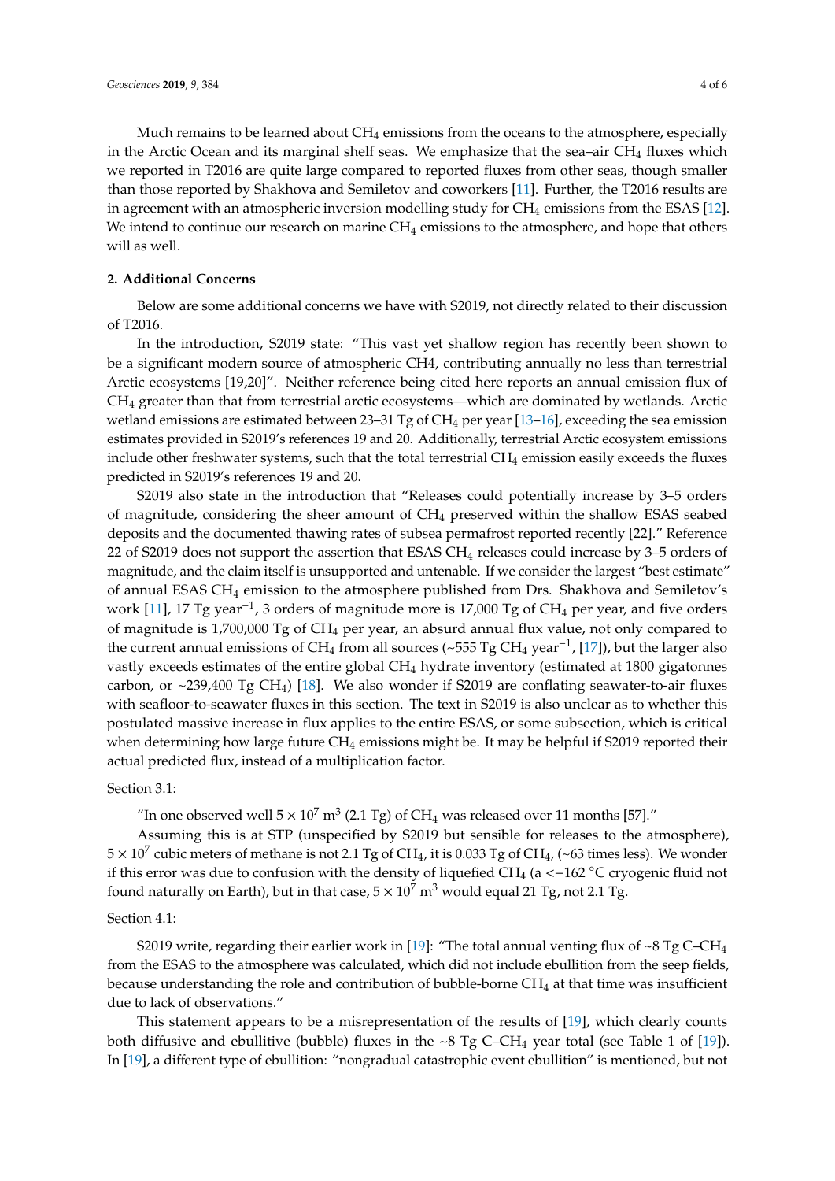Much remains to be learned about $CH_4$ emissions from the oceans to the atmosphere, especially in the Arctic Ocean and its marginal shelf seas. We emphasize that the sea–air $CH_4$ fluxes which we reported in T2016 are quite large compared to reported fluxes from other seas, though smaller than those reported by Shakhova and Semiletov and coworkers [11]. Further, the T2016 results are in agreement with an atmospheric inversion modelling study for $CH_4$ emissions from the ESAS [12]. We intend to continue our research on marine $CH_4$ emissions to the atmosphere, and hope that others will as well.

## 2. Additional Concerns

Below are some additional concerns we have with S2019, not directly related to their discussion of T2016.

In the introduction, S2019 state: "This vast yet shallow region has recently been shown to be a significant modern source of atmospheric CH4, contributing annually no less than terrestrial Arctic ecosystems [19,20]". Neither reference being cited here reports an annual emission flux of $CH_4$ greater than that from terrestrial arctic ecosystems—which are dominated by wetlands. Arctic wetland emissions are estimated between 23–31 Tg of $CH_4$ per year [13–16], exceeding the sea emission estimates provided in S2019's references 19 and 20. Additionally, terrestrial Arctic ecosystem emissions include other freshwater systems, such that the total terrestrial $CH_4$ emission easily exceeds the fluxes predicted in S2019's references 19 and 20.

S2019 also state in the introduction that "Releases could potentially increase by 3–5 orders of magnitude, considering the sheer amount of $CH_4$ preserved within the shallow ESAS seabed deposits and the documented thawing rates of subsea permafrost reported recently [22]." Reference 22 of S2019 does not support the assertion that ESAS $CH_4$ releases could increase by 3–5 orders of magnitude, and the claim itself is unsupported and untenable. If we consider the largest "best estimate" of annual ESAS $CH_4$ emission to the atmosphere published from Drs. Shakhova and Semiletov's work [11], 17 Tg year$^{-1}$, 3 orders of magnitude more is 17,000 Tg of $CH_4$ per year, and five orders of magnitude is 1,700,000 Tg of $CH_4$ per year, an absurd annual flux value, not only compared to the current annual emissions of $CH_4$ from all sources (~555 Tg $CH_4$ year$^{-1}$, [17]), but the larger also vastly exceeds estimates of the entire global $CH_4$ hydrate inventory (estimated at 1800 gigatonnes carbon, or ~239,400 Tg $CH_4$) [18]. We also wonder if S2019 are conflating seawater-to-air fluxes with seafloor-to-seawater fluxes in this section. The text in S2019 is also unclear as to whether this postulated massive increase in flux applies to the entire ESAS, or some subsection, which is critical when determining how large future $CH_4$ emissions might be. It may be helpful if S2019 reported their actual predicted flux, instead of a multiplication factor.

Section 3.1:

"In one observed well $5 \times 10^7$ m$^3$ (2.1 Tg) of $CH_4$ was released over 11 months [57]."

Assuming this is at STP (unspecified by S2019 but sensible for releases to the atmosphere), $5 \times 10^7$ cubic meters of methane is not 2.1 Tg of $CH_4$, it is 0.033 Tg of $CH_4$, (~63 times less). We wonder if this error was due to confusion with the density of liquefied $CH_4$ (a <−162 °C cryogenic fluid not found naturally on Earth), but in that case, $5 \times 10^7$ m$^3$ would equal 21 Tg, not 2.1 Tg.

Section 4.1:

S2019 write, regarding their earlier work in [19]: "The total annual venting flux of ~8 Tg C–$CH_4$ from the ESAS to the atmosphere was calculated, which did not include ebullition from the seep fields, because understanding the role and contribution of bubble-borne $CH_4$ at that time was insufficient due to lack of observations."

This statement appears to be a misrepresentation of the results of [19], which clearly counts both diffusive and ebullitive (bubble) fluxes in the ~8 Tg C–$CH_4$ year total (see Table 1 of [19]). In [19], a different type of ebullition: "nongradual catastrophic event ebullition" is mentioned, but not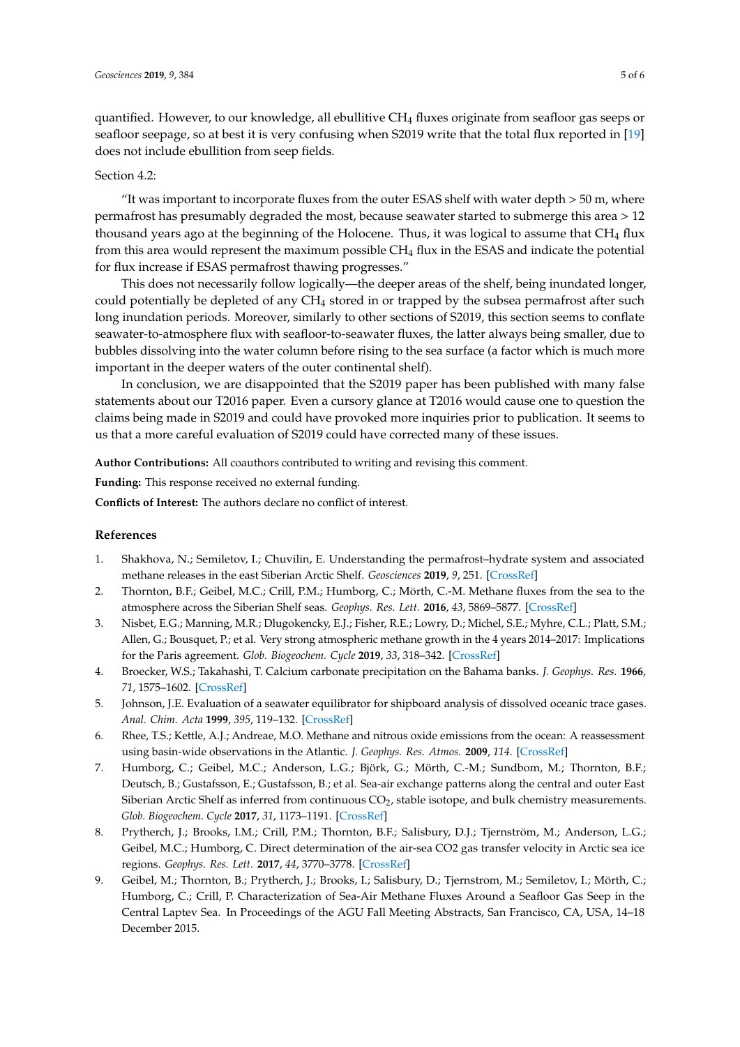quantified. However, to our knowledge, all ebullitive $CH_4$ fluxes originate from seafloor gas seeps or seafloor seepage, so at best it is very confusing when S2019 write that the total flux reported in [19] does not include ebullition from seep fields.

Section 4.2:

"It was important to incorporate fluxes from the outer ESAS shelf with water depth > 50 m, where permafrost has presumably degraded the most, because seawater started to submerge this area > 12 thousand years ago at the beginning of the Holocene. Thus, it was logical to assume that $CH_4$ flux from this area would represent the maximum possible $CH_4$ flux in the ESAS and indicate the potential for flux increase if ESAS permafrost thawing progresses."

This does not necessarily follow logically—the deeper areas of the shelf, being inundated longer, could potentially be depleted of any $CH_4$ stored in or trapped by the subsea permafrost after such long inundation periods. Moreover, similarly to other sections of S2019, this section seems to conflate seawater-to-atmosphere flux with seafloor-to-seawater fluxes, the latter always being smaller, due to bubbles dissolving into the water column before rising to the sea surface (a factor which is much more important in the deeper waters of the outer continental shelf).

In conclusion, we are disappointed that the S2019 paper has been published with many false statements about our T2016 paper. Even a cursory glance at T2016 would cause one to question the claims being made in S2019 and could have provoked more inquiries prior to publication. It seems to us that a more careful evaluation of S2019 could have corrected many of these issues.

**Author Contributions:** All coauthors contributed to writing and revising this comment.

**Funding:** This response received no external funding.

**Conflicts of Interest:** The authors declare no conflict of interest.

## References

1. Shakhova, N.; Semiletov, I.; Chuvilin, E. Understanding the permafrost–hydrate system and associated methane releases in the east Siberian Arctic Shelf. *Geosciences* **2019**, *9*, 251. [CrossRef]
2. Thornton, B.F.; Geibel, M.C.; Crill, P.M.; Humborg, C.; Mörth, C.-M. Methane fluxes from the sea to the atmosphere across the Siberian Shelf seas. *Geophys. Res. Lett.* **2016**, *43*, 5869–5877. [CrossRef]
3. Nisbet, E.G.; Manning, M.R.; Dlugokencky, E.J.; Fisher, R.E.; Lowry, D.; Michel, S.E.; Myhre, C.L.; Platt, S.M.; Allen, G.; Bousquet, P.; et al. Very strong atmospheric methane growth in the 4 years 2014–2017: Implications for the Paris agreement. *Glob. Biogeochem. Cycle* **2019**, *33*, 318–342. [CrossRef]
4. Broecker, W.S.; Takahashi, T. Calcium carbonate precipitation on the Bahama banks. *J. Geophys. Res.* **1966**, *71*, 1575–1602. [CrossRef]
5. Johnson, J.E. Evaluation of a seawater equilibrator for shipboard analysis of dissolved oceanic trace gases. *Anal. Chim. Acta* **1999**, *395*, 119–132. [CrossRef]
6. Rhee, T.S.; Kettle, A.J.; Andreae, M.O. Methane and nitrous oxide emissions from the ocean: A reassessment using basin-wide observations in the Atlantic. *J. Geophys. Res. Atmos.* **2009**, *114*. [CrossRef]
7. Humborg, C.; Geibel, M.C.; Anderson, L.G.; Björk, G.; Mörth, C.-M.; Sundbom, M.; Thornton, B.F.; Deutsch, B.; Gustafsson, E.; Gustafsson, B.; et al. Sea-air exchange patterns along the central and outer East Siberian Arctic Shelf as inferred from continuous $CO_2$, stable isotope, and bulk chemistry measurements. *Glob. Biogeochem. Cycle* **2017**, *31*, 1173–1191. [CrossRef]
8. Prytherch, J.; Brooks, I.M.; Crill, P.M.; Thornton, B.F.; Salisbury, D.J.; Tjernström, M.; Anderson, L.G.; Geibel, M.C.; Humborg, C. Direct determination of the air-sea CO2 gas transfer velocity in Arctic sea ice regions. *Geophys. Res. Lett.* **2017**, *44*, 3770–3778. [CrossRef]
9. Geibel, M.; Thornton, B.; Prytherch, J.; Brooks, I.; Salisbury, D.; Tjernstrom, M.; Semiletov, I.; Mörth, C.; Humborg, C.; Crill, P. Characterization of Sea-Air Methane Fluxes Around a Seafloor Gas Seep in the Central Laptev Sea. In Proceedings of the AGU Fall Meeting Abstracts, San Francisco, CA, USA, 14–18 December 2015.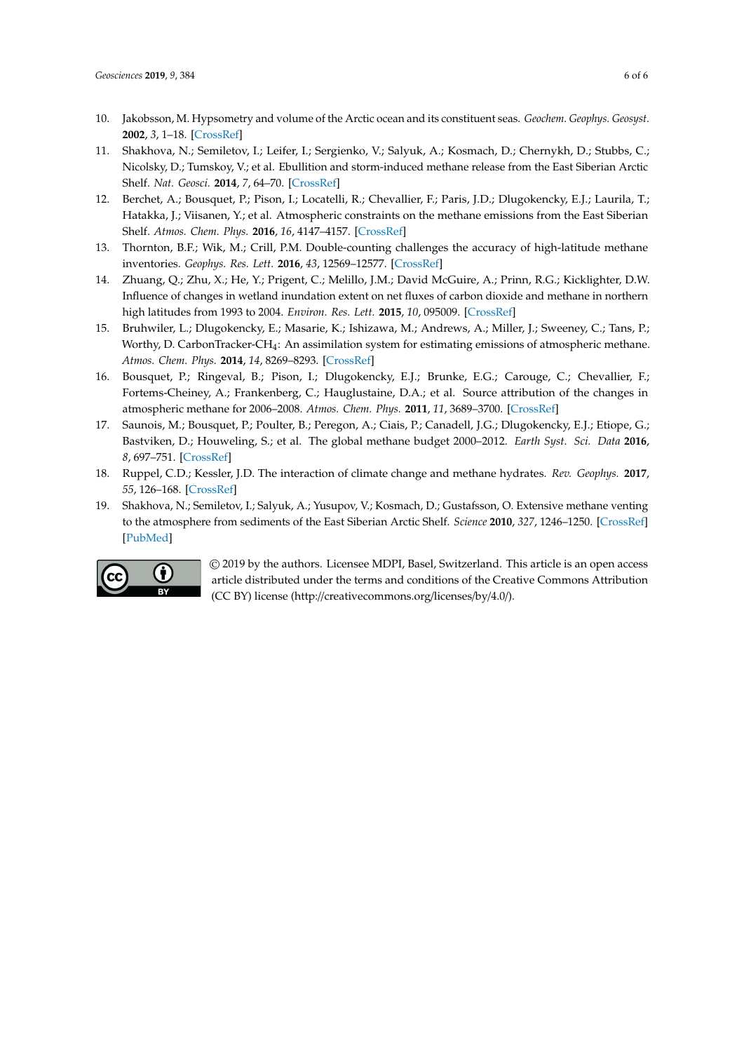10. Jakobsson, M. Hypsometry and volume of the Arctic ocean and its constituent seas. *Geochem. Geophys. Geosyst.* **2002**, *3*, 1–18. [CrossRef]
11. Shakhova, N.; Semiletov, I.; Leifer, I.; Sergienko, V.; Salyuk, A.; Kosmach, D.; Chernykh, D.; Stubbs, C.; Nicolsky, D.; Tumskoy, V.; et al. Ebullition and storm-induced methane release from the East Siberian Arctic Shelf. *Nat. Geosci.* **2014**, *7*, 64–70. [CrossRef]
12. Berchet, A.; Bousquet, P.; Pison, I.; Locatelli, R.; Chevallier, F.; Paris, J.D.; Dlugokencky, E.J.; Laurila, T.; Hatakka, J.; Viisanen, Y.; et al. Atmospheric constraints on the methane emissions from the East Siberian Shelf. *Atmos. Chem. Phys.* **2016**, *16*, 4147–4157. [CrossRef]
13. Thornton, B.F.; Wik, M.; Crill, P.M. Double-counting challenges the accuracy of high-latitude methane inventories. *Geophys. Res. Lett.* **2016**, *43*, 12569–12577. [CrossRef]
14. Zhuang, Q.; Zhu, X.; He, Y.; Prigent, C.; Melillo, J.M.; David McGuire, A.; Prinn, R.G.; Kicklighter, D.W. Influence of changes in wetland inundation extent on net fluxes of carbon dioxide and methane in northern high latitudes from 1993 to 2004. *Environ. Res. Lett.* **2015**, *10*, 095009. [CrossRef]
15. Bruhwiler, L.; Dlugokencky, E.; Masarie, K.; Ishizawa, M.; Andrews, A.; Miller, J.; Sweeney, C.; Tans, P.; Worthy, D. CarbonTracker-$CH_4$: An assimilation system for estimating emissions of atmospheric methane. *Atmos. Chem. Phys.* **2014**, *14*, 8269–8293. [CrossRef]
16. Bousquet, P.; Ringeval, B.; Pison, I.; Dlugokencky, E.J.; Brunke, E.G.; Carouge, C.; Chevallier, F.; Fortems-Cheiney, A.; Frankenberg, C.; Hauglustaine, D.A.; et al. Source attribution of the changes in atmospheric methane for 2006–2008. *Atmos. Chem. Phys.* **2011**, *11*, 3689–3700. [CrossRef]
17. Saunois, M.; Bousquet, P.; Poulter, B.; Peregon, A.; Ciais, P.; Canadell, J.G.; Dlugokencky, E.J.; Etiope, G.; Bastviken, D.; Houweling, S.; et al. The global methane budget 2000–2012. *Earth Syst. Sci. Data* **2016**, *8*, 697–751. [CrossRef]
18. Ruppel, C.D.; Kessler, J.D. The interaction of climate change and methane hydrates. *Rev. Geophys.* **2017**, *55*, 126–168. [CrossRef]
19. Shakhova, N.; Semiletov, I.; Salyuk, A.; Yusupov, V.; Kosmach, D.; Gustafsson, O. Extensive methane venting to the atmosphere from sediments of the East Siberian Arctic Shelf. *Science* **2010**, *327*, 1246–1250. [CrossRef] [PubMed]

© 2019 by the authors. Licensee MDPI, Basel, Switzerland. This article is an open access article distributed under the terms and conditions of the Creative Commons Attribution (CC BY) license (http://creativecommons.org/licenses/by/4.0/).